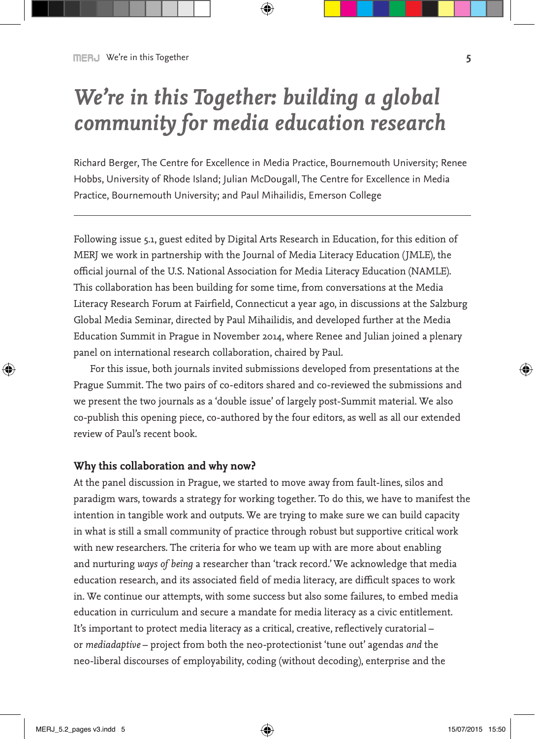# *We're in this Together: building a global community for media education research*

Richard Berger, The Centre for Excellence in Media Practice, Bournemouth University; Renee Hobbs, University of Rhode Island; Julian McDougall, The Centre for Excellence in Media Practice, Bournemouth University; and Paul Mihailidis, Emerson College

---

Following issue 5.1, guest edited by Digital Arts Research in Education, for this edition of MERJ we work in partnership with the Journal of Media Literacy Education (JMLE), the official journal of the U.S. National Association for Media Literacy Education (NAMLE). This collaboration has been building for some time, from conversations at the Media Literacy Research Forum at Fairfield, Connecticut a year ago, in discussions at the Salzburg Global Media Seminar, directed by Paul Mihailidis, and developed further at the Media Education Summit in Prague in November 2014, where Renee and Julian joined a plenary panel on international research collaboration, chaired by Paul.

For this issue, both journals invited submissions developed from presentations at the Prague Summit. The two pairs of co-editors shared and co-reviewed the submissions and we present the two journals as a 'double issue' of largely post-Summit material. We also co-publish this opening piece, co-authored by the four editors, as well as all our extended review of Paul's recent book.

### Why this collaboration and why now?

At the panel discussion in Prague, we started to move away from fault-lines, silos and paradigm wars, towards a strategy for working together. To do this, we have to manifest the intention in tangible work and outputs. We are trying to make sure we can build capacity in what is still a small community of practice through robust but supportive critical work with new researchers. The criteria for who we team up with are more about enabling and nurturing *ways of being* a researcher than 'track record.' We acknowledge that media education research, and its associated field of media literacy, are difficult spaces to work in. We continue our attempts, with some success but also some failures, to embed media education in curriculum and secure a mandate for media literacy as a civic entitlement. It's important to protect media literacy as a critical, creative, reflectively curatorial – or *mediadaptive* – project from both the neo-protectionist 'tune out' agendas *and* the neo-liberal discourses of employability, coding (without decoding), enterprise and the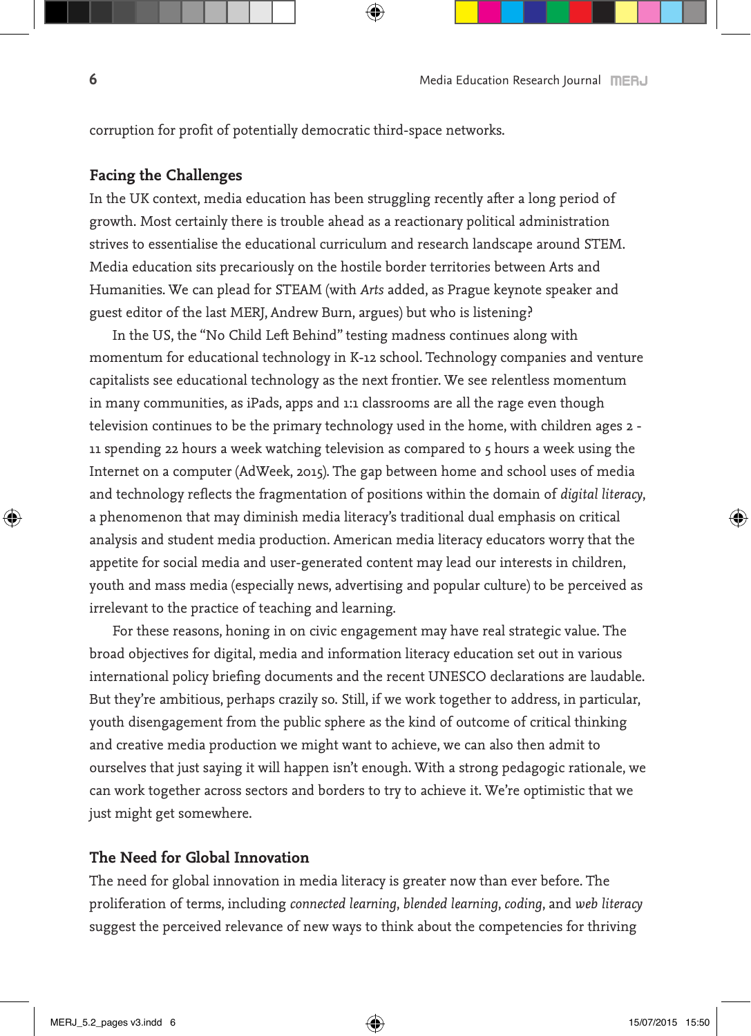corruption for profit of potentially democratic third-space networks.

## Facing the Challenges

In the UK context, media education has been struggling recently after a long period of growth. Most certainly there is trouble ahead as a reactionary political administration strives to essentialise the educational curriculum and research landscape around STEM. Media education sits precariously on the hostile border territories between Arts and Humanities. We can plead for STEAM (with *Arts* added, as Prague keynote speaker and guest editor of the last MERJ, Andrew Burn, argues) but who is listening?

In the US, the "No Child Left Behind" testing madness continues along with momentum for educational technology in K-12 school. Technology companies and venture capitalists see educational technology as the next frontier. We see relentless momentum in many communities, as iPads, apps and 1:1 classrooms are all the rage even though television continues to be the primary technology used in the home, with children ages 2 - 11 spending 22 hours a week watching television as compared to 5 hours a week using the Internet on a computer (AdWeek, 2015). The gap between home and school uses of media and technology reflects the fragmentation of positions within the domain of *digital literacy*, a phenomenon that may diminish media literacy's traditional dual emphasis on critical analysis and student media production. American media literacy educators worry that the appetite for social media and user-generated content may lead our interests in children, youth and mass media (especially news, advertising and popular culture) to be perceived as irrelevant to the practice of teaching and learning.

For these reasons, honing in on civic engagement may have real strategic value. The broad objectives for digital, media and information literacy education set out in various international policy briefing documents and the recent UNESCO declarations are laudable. But they're ambitious, perhaps crazily so. Still, if we work together to address, in particular, youth disengagement from the public sphere as the kind of outcome of critical thinking and creative media production we might want to achieve, we can also then admit to ourselves that just saying it will happen isn't enough. With a strong pedagogic rationale, we can work together across sectors and borders to try to achieve it. We're optimistic that we just might get somewhere.

## The Need for Global Innovation

The need for global innovation in media literacy is greater now than ever before. The proliferation of terms, including *connected learning*, *blended learning*, *coding*, and *web literacy* suggest the perceived relevance of new ways to think about the competencies for thriving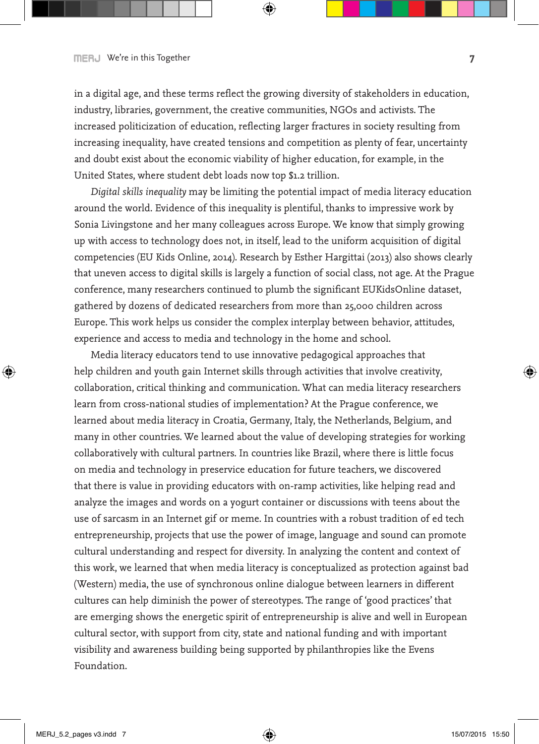in a digital age, and these terms reflect the growing diversity of stakeholders in education, industry, libraries, government, the creative communities, NGOs and activists. The increased politicization of education, reflecting larger fractures in society resulting from increasing inequality, have created tensions and competition as plenty of fear, uncertainty and doubt exist about the economic viability of higher education, for example, in the United States, where student debt loads now top $1.2 trillion.

*Digital skills inequality* may be limiting the potential impact of media literacy education around the world. Evidence of this inequality is plentiful, thanks to impressive work by Sonia Livingstone and her many colleagues across Europe. We know that simply growing up with access to technology does not, in itself, lead to the uniform acquisition of digital competencies (EU Kids Online, 2014). Research by Esther Hargittai (2013) also shows clearly that uneven access to digital skills is largely a function of social class, not age. At the Prague conference, many researchers continued to plumb the significant EUKidsOnline dataset, gathered by dozens of dedicated researchers from more than 25,000 children across Europe. This work helps us consider the complex interplay between behavior, attitudes, experience and access to media and technology in the home and school.

Media literacy educators tend to use innovative pedagogical approaches that help children and youth gain Internet skills through activities that involve creativity, collaboration, critical thinking and communication. What can media literacy researchers learn from cross-national studies of implementation? At the Prague conference, we learned about media literacy in Croatia, Germany, Italy, the Netherlands, Belgium, and many in other countries. We learned about the value of developing strategies for working collaboratively with cultural partners. In countries like Brazil, where there is little focus on media and technology in preservice education for future teachers, we discovered that there is value in providing educators with on-ramp activities, like helping read and analyze the images and words on a yogurt container or discussions with teens about the use of sarcasm in an Internet gif or meme. In countries with a robust tradition of ed tech entrepreneurship, projects that use the power of image, language and sound can promote cultural understanding and respect for diversity. In analyzing the content and context of this work, we learned that when media literacy is conceptualized as protection against bad (Western) media, the use of synchronous online dialogue between learners in different cultures can help diminish the power of stereotypes. The range of 'good practices' that are emerging shows the energetic spirit of entrepreneurship is alive and well in European cultural sector, with support from city, state and national funding and with important visibility and awareness building being supported by philanthropies like the Evens Foundation.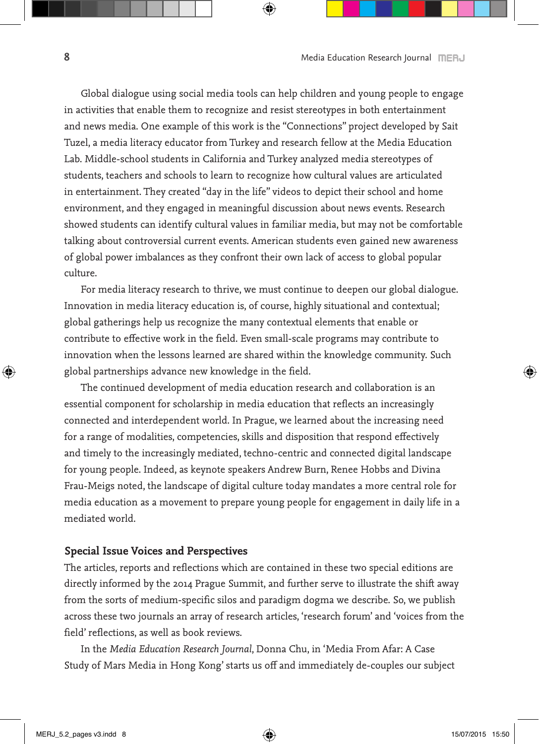Global dialogue using social media tools can help children and young people to engage in activities that enable them to recognize and resist stereotypes in both entertainment and news media. One example of this work is the "Connections" project developed by Sait Tuzel, a media literacy educator from Turkey and research fellow at the Media Education Lab. Middle-school students in California and Turkey analyzed media stereotypes of students, teachers and schools to learn to recognize how cultural values are articulated in entertainment. They created "day in the life" videos to depict their school and home environment, and they engaged in meaningful discussion about news events. Research showed students can identify cultural values in familiar media, but may not be comfortable talking about controversial current events. American students even gained new awareness of global power imbalances as they confront their own lack of access to global popular culture.

For media literacy research to thrive, we must continue to deepen our global dialogue. Innovation in media literacy education is, of course, highly situational and contextual; global gatherings help us recognize the many contextual elements that enable or contribute to effective work in the field. Even small-scale programs may contribute to innovation when the lessons learned are shared within the knowledge community. Such global partnerships advance new knowledge in the field.

The continued development of media education research and collaboration is an essential component for scholarship in media education that reflects an increasingly connected and interdependent world. In Prague, we learned about the increasing need for a range of modalities, competencies, skills and disposition that respond effectively and timely to the increasingly mediated, techno-centric and connected digital landscape for young people. Indeed, as keynote speakers Andrew Burn, Renee Hobbs and Divina Frau-Meigs noted, the landscape of digital culture today mandates a more central role for media education as a movement to prepare young people for engagement in daily life in a mediated world.

## Special Issue Voices and Perspectives

The articles, reports and reflections which are contained in these two special editions are directly informed by the 2014 Prague Summit, and further serve to illustrate the shift away from the sorts of medium-specific silos and paradigm dogma we describe. So, we publish across these two journals an array of research articles, 'research forum' and 'voices from the field' reflections, as well as book reviews.

In the *Media Education Research Journal*, Donna Chu, in 'Media From Afar: A Case Study of Mars Media in Hong Kong' starts us off and immediately de-couples our subject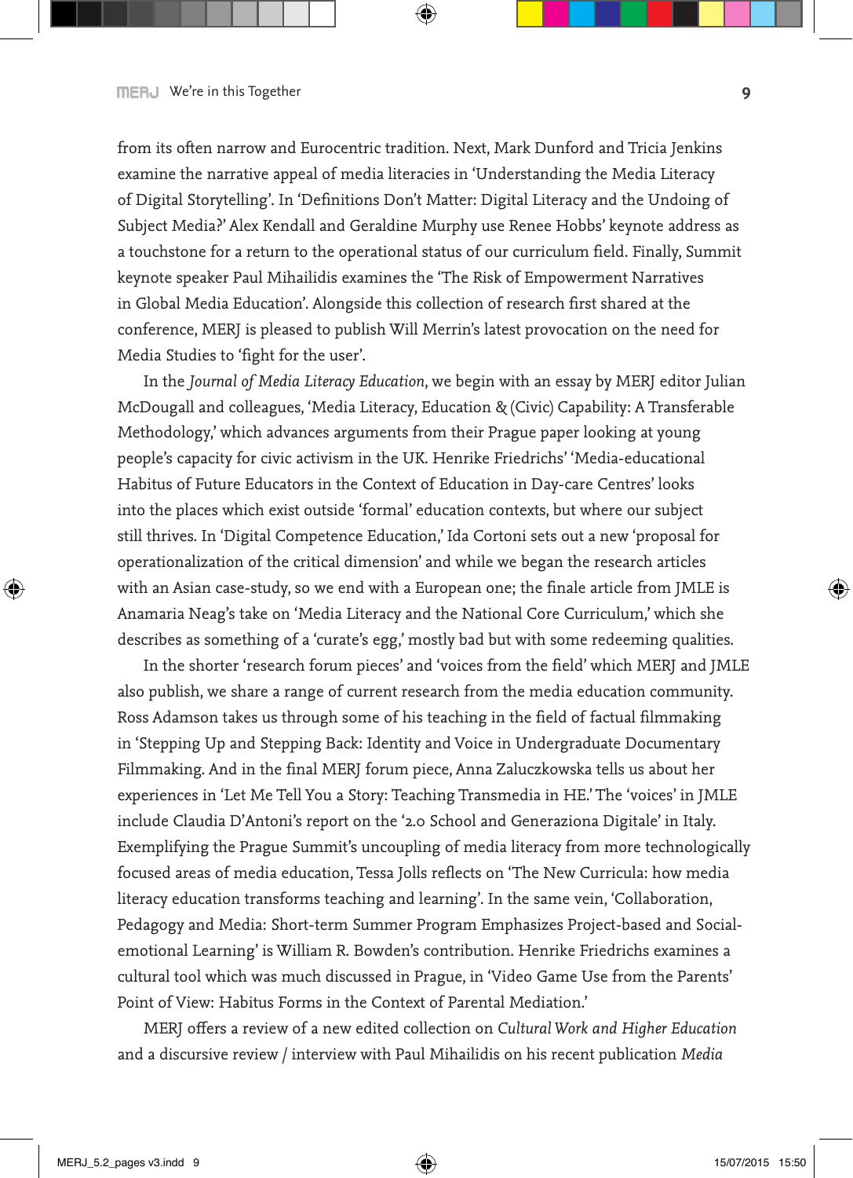from its often narrow and Eurocentric tradition. Next, Mark Dunford and Tricia Jenkins examine the narrative appeal of media literacies in 'Understanding the Media Literacy of Digital Storytelling'. In 'Definitions Don't Matter: Digital Literacy and the Undoing of Subject Media?' Alex Kendall and Geraldine Murphy use Renee Hobbs' keynote address as a touchstone for a return to the operational status of our curriculum field. Finally, Summit keynote speaker Paul Mihailidis examines the 'The Risk of Empowerment Narratives in Global Media Education'. Alongside this collection of research first shared at the conference, MERJ is pleased to publish Will Merrin's latest provocation on the need for Media Studies to 'fight for the user'.

In the *Journal of Media Literacy Education*, we begin with an essay by MERJ editor Julian McDougall and colleagues, 'Media Literacy, Education & (Civic) Capability: A Transferable Methodology,' which advances arguments from their Prague paper looking at young people's capacity for civic activism in the UK. Henrike Friedrichs' 'Media-educational Habitus of Future Educators in the Context of Education in Day-care Centres' looks into the places which exist outside 'formal' education contexts, but where our subject still thrives. In 'Digital Competence Education,' Ida Cortoni sets out a new 'proposal for operationalization of the critical dimension' and while we began the research articles with an Asian case-study, so we end with a European one; the finale article from JMLE is Anamaria Neag's take on 'Media Literacy and the National Core Curriculum,' which she describes as something of a 'curate's egg,' mostly bad but with some redeeming qualities.

In the shorter 'research forum pieces' and 'voices from the field' which MERJ and JMLE also publish, we share a range of current research from the media education community. Ross Adamson takes us through some of his teaching in the field of factual filmmaking in 'Stepping Up and Stepping Back: Identity and Voice in Undergraduate Documentary Filmmaking. And in the final MERJ forum piece, Anna Zaluczkowska tells us about her experiences in 'Let Me Tell You a Story: Teaching Transmedia in HE.' The 'voices' in JMLE include Claudia D'Antoni's report on the '2.0 School and Generaziona Digitale' in Italy. Exemplifying the Prague Summit's uncoupling of media literacy from more technologically focused areas of media education, Tessa Jolls reflects on 'The New Curricula: how media literacy education transforms teaching and learning'. In the same vein, 'Collaboration, Pedagogy and Media: Short-term Summer Program Emphasizes Project-based and Social-emotional Learning' is William R. Bowden's contribution. Henrike Friedrichs examines a cultural tool which was much discussed in Prague, in 'Video Game Use from the Parents' Point of View: Habitus Forms in the Context of Parental Mediation.'

MERJ offers a review of a new edited collection on *Cultural Work and Higher Education* and a discursive review / interview with Paul Mihailidis on his recent publication *Media*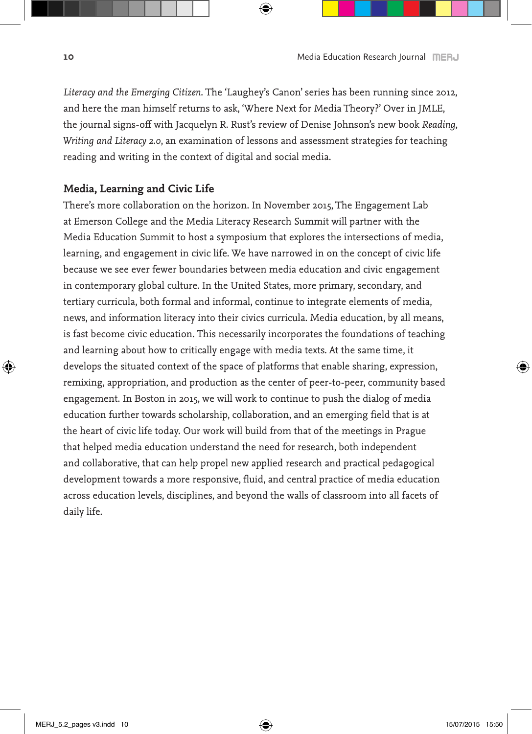*Literacy and the Emerging Citizen*. The 'Laughey's Canon' series has been running since 2012, and here the man himself returns to ask, 'Where Next for Media Theory?' Over in JMLE, the journal signs-off with Jacquelyn R. Rust's review of Denise Johnson's new book *Reading, Writing and Literacy 2.0*, an examination of lessons and assessment strategies for teaching reading and writing in the context of digital and social media.

## Media, Learning and Civic Life

There's more collaboration on the horizon. In November 2015, The Engagement Lab at Emerson College and the Media Literacy Research Summit will partner with the Media Education Summit to host a symposium that explores the intersections of media, learning, and engagement in civic life. We have narrowed in on the concept of civic life because we see ever fewer boundaries between media education and civic engagement in contemporary global culture. In the United States, more primary, secondary, and tertiary curricula, both formal and informal, continue to integrate elements of media, news, and information literacy into their civics curricula. Media education, by all means, is fast become civic education. This necessarily incorporates the foundations of teaching and learning about how to critically engage with media texts. At the same time, it develops the situated context of the space of platforms that enable sharing, expression, remixing, appropriation, and production as the center of peer-to-peer, community based engagement. In Boston in 2015, we will work to continue to push the dialog of media education further towards scholarship, collaboration, and an emerging field that is at the heart of civic life today. Our work will build from that of the meetings in Prague that helped media education understand the need for research, both independent and collaborative, that can help propel new applied research and practical pedagogical development towards a more responsive, fluid, and central practice of media education across education levels, disciplines, and beyond the walls of classroom into all facets of daily life.